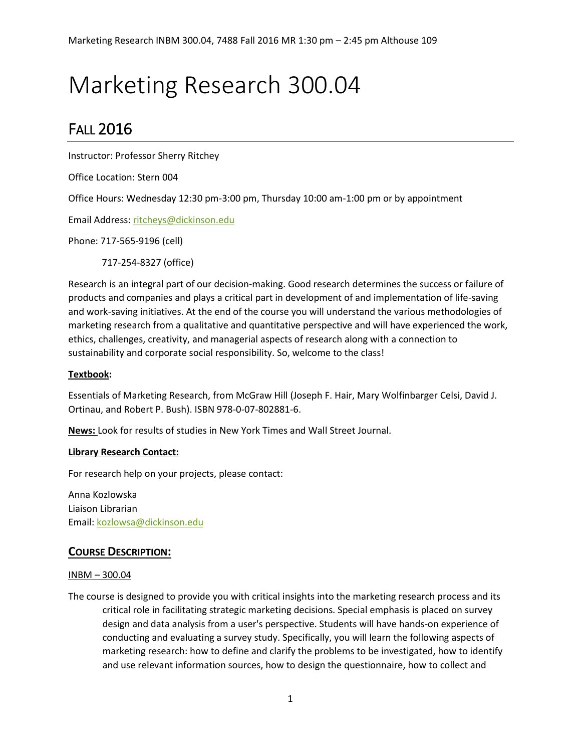# Marketing Research 300.04

## Fall 2016

Instructor: Professor Sherry Ritchey

Office Location: Stern 004

Office Hours: Wednesday 12:30 pm-3:00 pm, Thursday 10:00 am-1:00 pm or by appointment

Email Address: ritcheys@dickinson.edu

Phone: 717-565-9196 (cell)

717-254-8327 (office)

Research is an integral part of our decision-making. Good research determines the success or failure of products and companies and plays a critical part in development of and implementation of life-saving and work-saving initiatives. At the end of the course you will understand the various methodologies of marketing research from a qualitative and quantitative perspective and will have experienced the work, ethics, challenges, creativity, and managerial aspects of research along with a connection to sustainability and corporate social responsibility. So, welcome to the class!

**Textbook:**

Essentials of Marketing Research, from McGraw Hill (Joseph F. Hair, Mary Wolfinbarger Celsi, David J. Ortinau, and Robert P. Bush). ISBN 978-0-07-802881-6.

**News:** Look for results of studies in New York Times and Wall Street Journal.

**Library Research Contact:**

For research help on your projects, please contact:

Anna Kozlowska
Liaison Librarian
Email: kozlowsa@dickinson.edu

## Course Description:

INBM – 300.04

The course is designed to provide you with critical insights into the marketing research process and its critical role in facilitating strategic marketing decisions. Special emphasis is placed on survey design and data analysis from a user's perspective. Students will have hands-on experience of conducting and evaluating a survey study. Specifically, you will learn the following aspects of marketing research: how to define and clarify the problems to be investigated, how to identify and use relevant information sources, how to design the questionnaire, how to collect and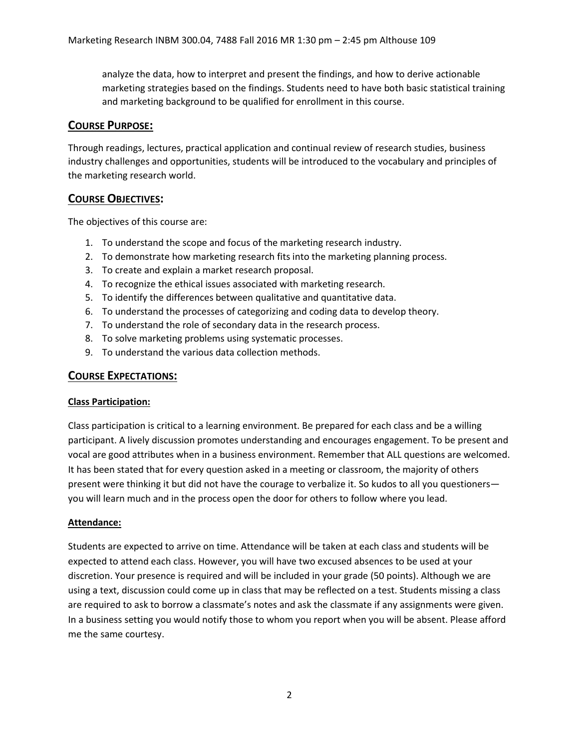analyze the data, how to interpret and present the findings, and how to derive actionable marketing strategies based on the findings. Students need to have both basic statistical training and marketing background to be qualified for enrollment in this course.

## COURSE PURPOSE:

Through readings, lectures, practical application and continual review of research studies, business industry challenges and opportunities, students will be introduced to the vocabulary and principles of the marketing research world.

## COURSE OBJECTIVES:

The objectives of this course are:

1. To understand the scope and focus of the marketing research industry.
2. To demonstrate how marketing research fits into the marketing planning process.
3. To create and explain a market research proposal.
4. To recognize the ethical issues associated with marketing research.
5. To identify the differences between qualitative and quantitative data.
6. To understand the processes of categorizing and coding data to develop theory.
7. To understand the role of secondary data in the research process.
8. To solve marketing problems using systematic processes.
9. To understand the various data collection methods.

## COURSE EXPECTATIONS:

### Class Participation:

Class participation is critical to a learning environment. Be prepared for each class and be a willing participant. A lively discussion promotes understanding and encourages engagement. To be present and vocal are good attributes when in a business environment. Remember that ALL questions are welcomed. It has been stated that for every question asked in a meeting or classroom, the majority of others present were thinking it but did not have the courage to verbalize it. So kudos to all you questioners—you will learn much and in the process open the door for others to follow where you lead.

### Attendance:

Students are expected to arrive on time. Attendance will be taken at each class and students will be expected to attend each class. However, you will have two excused absences to be used at your discretion. Your presence is required and will be included in your grade (50 points). Although we are using a text, discussion could come up in class that may be reflected on a test. Students missing a class are required to ask to borrow a classmate's notes and ask the classmate if any assignments were given. In a business setting you would notify those to whom you report when you will be absent. Please afford me the same courtesy.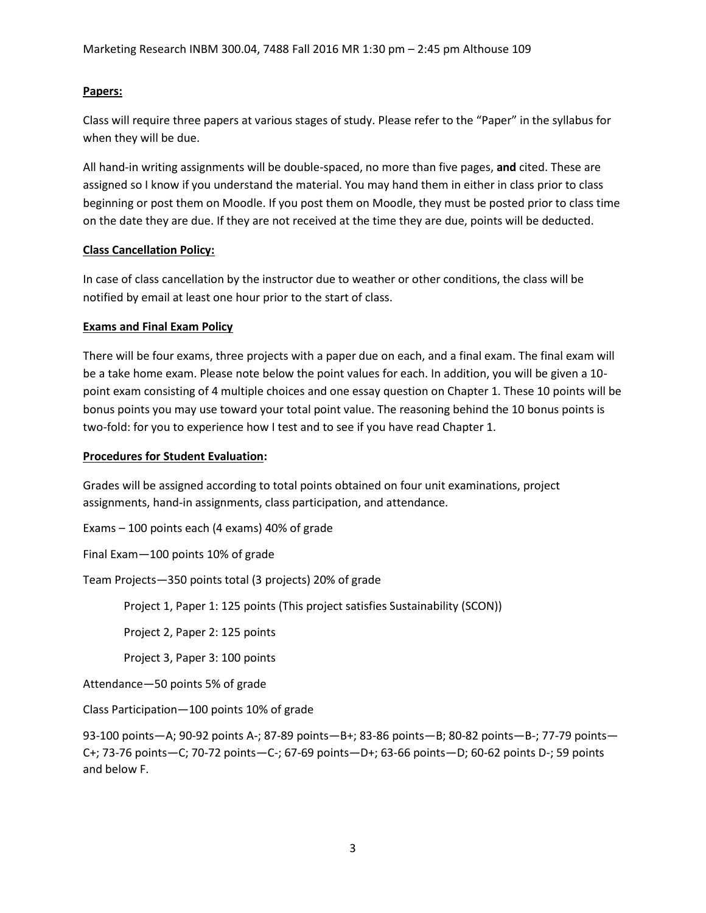**Papers:**

Class will require three papers at various stages of study. Please refer to the "Paper" in the syllabus for when they will be due.

All hand-in writing assignments will be double-spaced, no more than five pages, **and** cited. These are assigned so I know if you understand the material. You may hand them in either in class prior to class beginning or post them on Moodle. If you post them on Moodle, they must be posted prior to class time on the date they are due. If they are not received at the time they are due, points will be deducted.

**Class Cancellation Policy:**

In case of class cancellation by the instructor due to weather or other conditions, the class will be notified by email at least one hour prior to the start of class.

**Exams and Final Exam Policy**

There will be four exams, three projects with a paper due on each, and a final exam. The final exam will be a take home exam. Please note below the point values for each. In addition, you will be given a 10-point exam consisting of 4 multiple choices and one essay question on Chapter 1. These 10 points will be bonus points you may use toward your total point value. The reasoning behind the 10 bonus points is two-fold: for you to experience how I test and to see if you have read Chapter 1.

**Procedures for Student Evaluation:**

Grades will be assigned according to total points obtained on four unit examinations, project assignments, hand-in assignments, class participation, and attendance.

Exams – 100 points each (4 exams) 40% of grade

Final Exam—100 points 10% of grade

Team Projects—350 points total (3 projects) 20% of grade

- Project 1, Paper 1: 125 points (This project satisfies Sustainability (SCON))
- Project 2, Paper 2: 125 points
- Project 3, Paper 3: 100 points

Attendance—50 points 5% of grade

Class Participation—100 points 10% of grade

93-100 points—A; 90-92 points A-; 87-89 points—B+; 83-86 points—B; 80-82 points—B-; 77-79 points—C+; 73-76 points—C; 70-72 points—C-; 67-69 points—D+; 63-66 points—D; 60-62 points D-; 59 points and below F.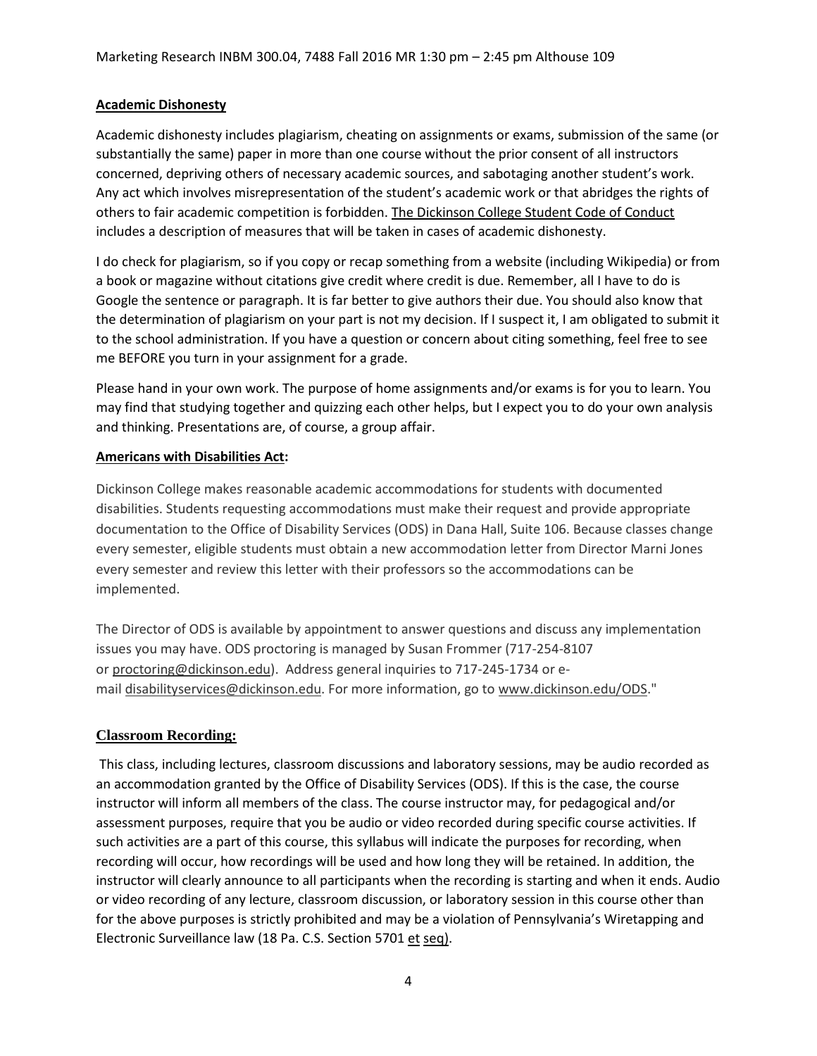**Academic Dishonesty**

Academic dishonesty includes plagiarism, cheating on assignments or exams, submission of the same (or substantially the same) paper in more than one course without the prior consent of all instructors concerned, depriving others of necessary academic sources, and sabotaging another student's work. Any act which involves misrepresentation of the student's academic work or that abridges the rights of others to fair academic competition is forbidden. The Dickinson College Student Code of Conduct includes a description of measures that will be taken in cases of academic dishonesty.

I do check for plagiarism, so if you copy or recap something from a website (including Wikipedia) or from a book or magazine without citations give credit where credit is due. Remember, all I have to do is Google the sentence or paragraph. It is far better to give authors their due. You should also know that the determination of plagiarism on your part is not my decision. If I suspect it, I am obligated to submit it to the school administration. If you have a question or concern about citing something, feel free to see me BEFORE you turn in your assignment for a grade.

Please hand in your own work. The purpose of home assignments and/or exams is for you to learn. You may find that studying together and quizzing each other helps, but I expect you to do your own analysis and thinking. Presentations are, of course, a group affair.

**Americans with Disabilities Act:**

Dickinson College makes reasonable academic accommodations for students with documented disabilities. Students requesting accommodations must make their request and provide appropriate documentation to the Office of Disability Services (ODS) in Dana Hall, Suite 106. Because classes change every semester, eligible students must obtain a new accommodation letter from Director Marni Jones every semester and review this letter with their professors so the accommodations can be implemented.

The Director of ODS is available by appointment to answer questions and discuss any implementation issues you may have. ODS proctoring is managed by Susan Frommer (717-254-8107 or proctoring@dickinson.edu). Address general inquiries to 717-245-1734 or e-mail disabilityservices@dickinson.edu. For more information, go to www.dickinson.edu/ODS."

**Classroom Recording:**

This class, including lectures, classroom discussions and laboratory sessions, may be audio recorded as an accommodation granted by the Office of Disability Services (ODS). If this is the case, the course instructor will inform all members of the class. The course instructor may, for pedagogical and/or assessment purposes, require that you be audio or video recorded during specific course activities. If such activities are a part of this course, this syllabus will indicate the purposes for recording, when recording will occur, how recordings will be used and how long they will be retained. In addition, the instructor will clearly announce to all participants when the recording is starting and when it ends. Audio or video recording of any lecture, classroom discussion, or laboratory session in this course other than for the above purposes is strictly prohibited and may be a violation of Pennsylvania's Wiretapping and Electronic Surveillance law (18 Pa. C.S. Section 5701 et seq).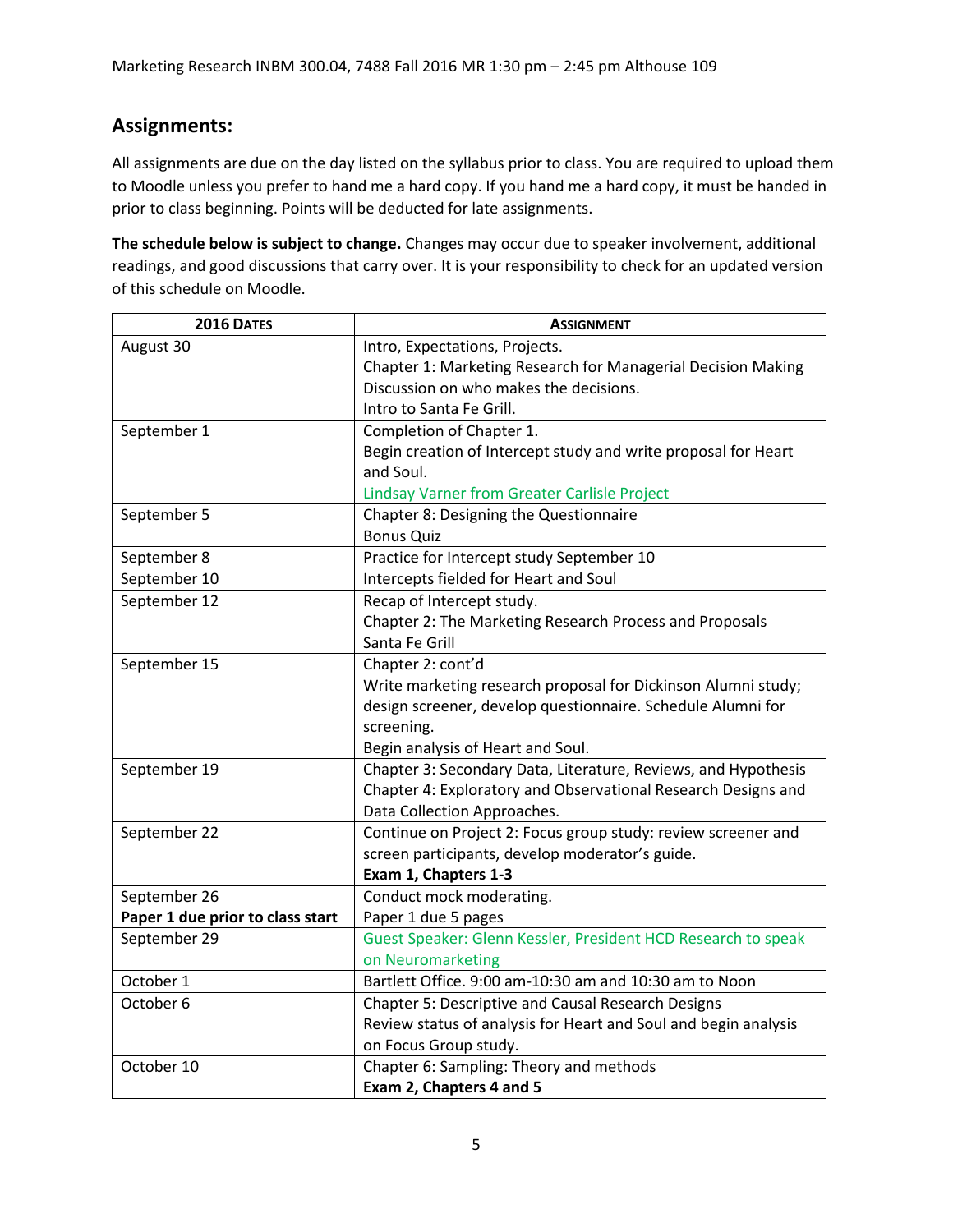## Assignments:

All assignments are due on the day listed on the syllabus prior to class. You are required to upload them to Moodle unless you prefer to hand me a hard copy. If you hand me a hard copy, it must be handed in prior to class beginning. Points will be deducted for late assignments.

**The schedule below is subject to change.** Changes may occur due to speaker involvement, additional readings, and good discussions that carry over. It is your responsibility to check for an updated version of this schedule on Moodle.

| 2016 Dates | Assignment |
|---|---|
| August 30 | Intro, Expectations, Projects.<br>Chapter 1: Marketing Research for Managerial Decision Making<br>Discussion on who makes the decisions.<br>Intro to Santa Fe Grill. |
| September 1 | Completion of Chapter 1.<br>Begin creation of Intercept study and write proposal for Heart and Soul.<br>Lindsay Varner from Greater Carlisle Project |
| September 5 | Chapter 8: Designing the Questionnaire<br>Bonus Quiz |
| September 8 | Practice for Intercept study September 10 |
| September 10 | Intercepts fielded for Heart and Soul |
| September 12 | Recap of Intercept study.<br>Chapter 2: The Marketing Research Process and Proposals<br>Santa Fe Grill |
| September 15 | Chapter 2: cont'd<br>Write marketing research proposal for Dickinson Alumni study; design screener, develop questionnaire. Schedule Alumni for screening.<br>Begin analysis of Heart and Soul. |
| September 19 | Chapter 3: Secondary Data, Literature, Reviews, and Hypothesis<br>Chapter 4: Exploratory and Observational Research Designs and Data Collection Approaches. |
| September 22 | Continue on Project 2: Focus group study: review screener and screen participants, develop moderator's guide.<br>**Exam 1, Chapters 1-3** |
| September 26<br>**Paper 1 due prior to class start** | Conduct mock moderating.<br>Paper 1 due 5 pages |
| September 29 | Guest Speaker: Glenn Kessler, President HCD Research to speak on Neuromarketing |
| October 1 | Bartlett Office. 9:00 am-10:30 am and 10:30 am to Noon |
| October 6 | Chapter 5: Descriptive and Causal Research Designs<br>Review status of analysis for Heart and Soul and begin analysis on Focus Group study. |
| October 10 | Chapter 6: Sampling: Theory and methods<br>**Exam 2, Chapters 4 and 5** |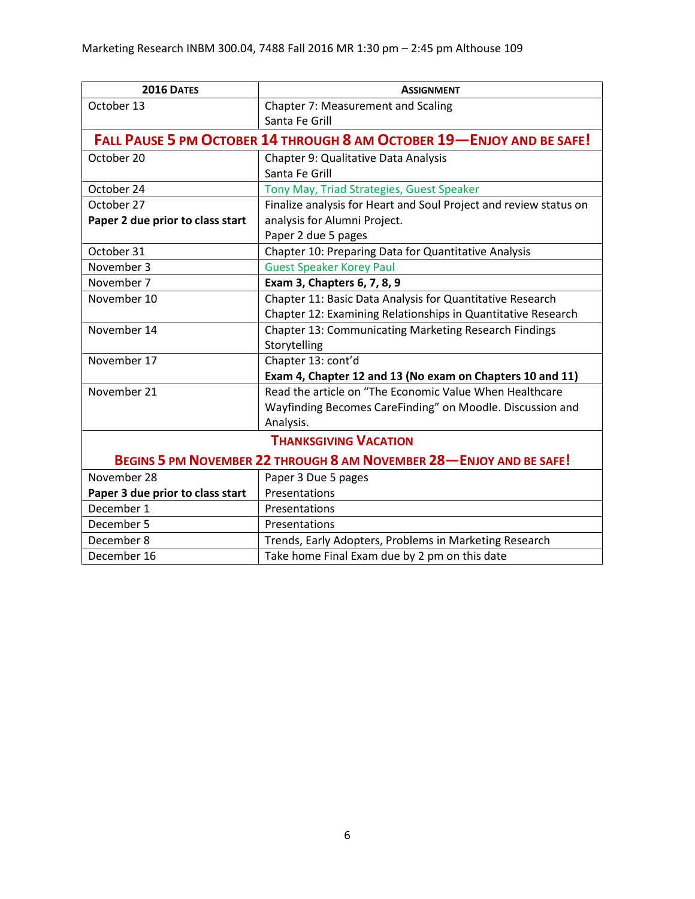Marketing Research INBM 300.04, 7488 Fall 2016 MR 1:30 pm – 2:45 pm Althouse 109

| 2016 Dates | Assignment |
|---|---|
| October 13 | Chapter 7: Measurement and Scaling<br>Santa Fe Grill |
| **Fall Pause 5 pm October 14 through 8 am October 19—Enjoy and be safe!** | |
| October 20 | Chapter 9: Qualitative Data Analysis<br>Santa Fe Grill |
| October 24 | Tony May, Triad Strategies, Guest Speaker |
| October 27<br>**Paper 2 due prior to class start** | Finalize analysis for Heart and Soul Project and review status on analysis for Alumni Project.<br>Paper 2 due 5 pages |
| October 31 | Chapter 10: Preparing Data for Quantitative Analysis |
| November 3 | Guest Speaker Korey Paul |
| November 7 | **Exam 3, Chapters 6, 7, 8, 9** |
| November 10 | Chapter 11: Basic Data Analysis for Quantitative Research<br>Chapter 12: Examining Relationships in Quantitative Research |
| November 14 | Chapter 13: Communicating Marketing Research Findings<br>Storytelling |
| November 17 | Chapter 13: cont'd<br>**Exam 4, Chapter 12 and 13 (No exam on Chapters 10 and 11)** |
| November 21 | Read the article on "The Economic Value When Healthcare Wayfinding Becomes CareFinding" on Moodle. Discussion and Analysis. |
| **Thanksgiving Vacation<br>Begins 5 pm November 22 through 8 am November 28—Enjoy and be safe!** | |
| November 28<br>**Paper 3 due prior to class start** | Paper 3 Due 5 pages<br>Presentations |
| December 1 | Presentations |
| December 5 | Presentations |
| December 8 | Trends, Early Adopters, Problems in Marketing Research |
| December 16 | Take home Final Exam due by 2 pm on this date |